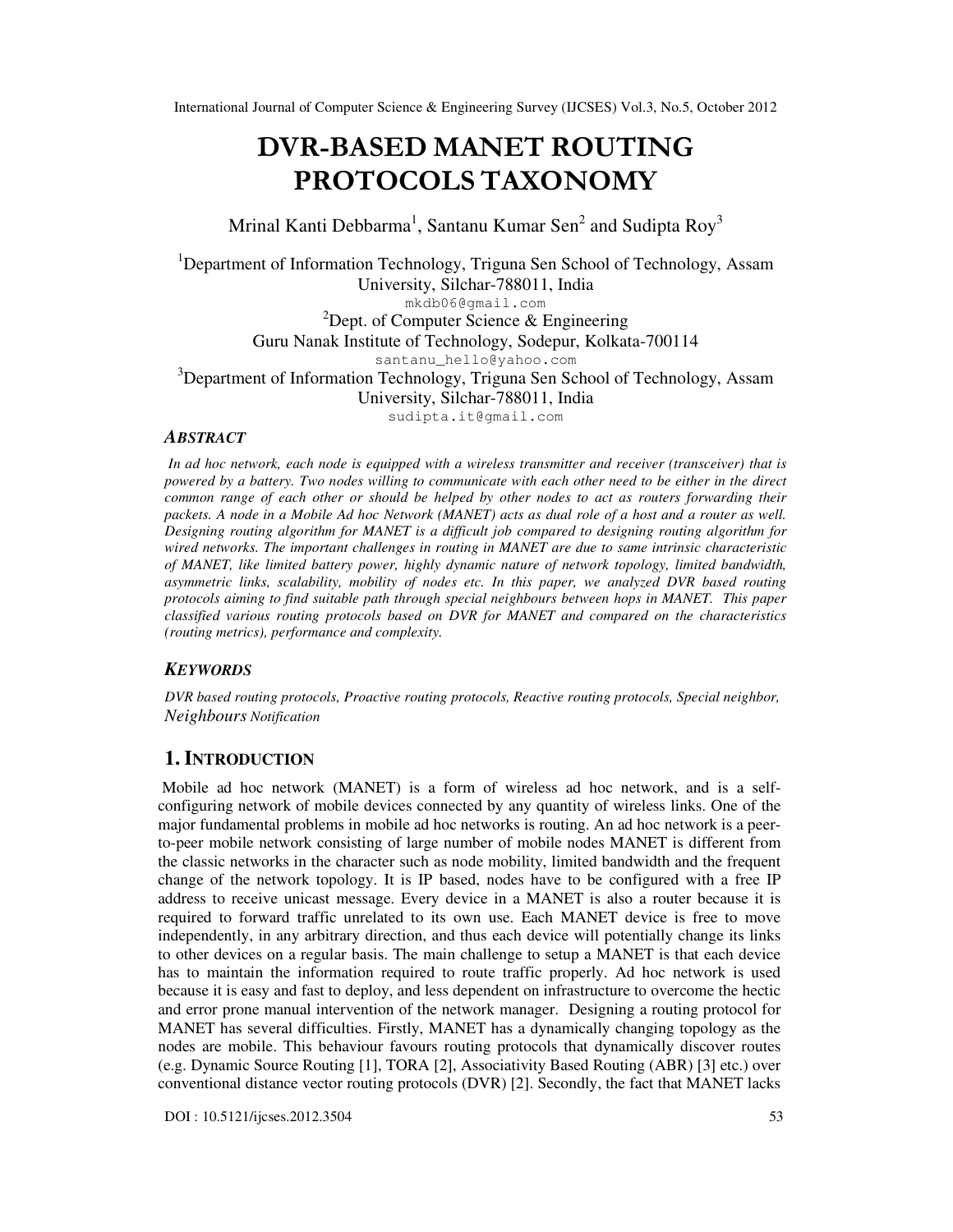# DVR-BASED MANET ROUTING PROTOCOLS TAXONOMY

Mrinal Kanti Debbarma[1], Santanu Kumar Sen[2] and Sudipta Roy[3]

[1]Department of Information Technology, Triguna Sen School of Technology, Assam University, Silchar-788011, India
mkdb06@gmail.com

[2]Dept. of Computer Science & Engineering
Guru Nanak Institute of Technology, Sodepur, Kolkata-700114
santanu_hello@yahoo.com

[3]Department of Information Technology, Triguna Sen School of Technology, Assam University, Silchar-788011, India
sudipta.it@gmail.com

## ABSTRACT

*In ad hoc network, each node is equipped with a wireless transmitter and receiver (transceiver) that is powered by a battery. Two nodes willing to communicate with each other need to be either in the direct common range of each other or should be helped by other nodes to act as routers forwarding their packets. A node in a Mobile Ad hoc Network (MANET) acts as dual role of a host and a router as well. Designing routing algorithm for MANET is a difficult job compared to designing routing algorithm for wired networks. The important challenges in routing in MANET are due to same intrinsic characteristic of MANET, like limited battery power, highly dynamic nature of network topology, limited bandwidth, asymmetric links, scalability, mobility of nodes etc. In this paper, we analyzed DVR based routing protocols aiming to find suitable path through special neighbours between hops in MANET. This paper classified various routing protocols based on DVR for MANET and compared on the characteristics (routing metrics), performance and complexity.*

## KEYWORDS

*DVR based routing protocols, Proactive routing protocols, Reactive routing protocols, Special neighbor, Neighbours Notification*

## 1. INTRODUCTION

Mobile ad hoc network (MANET) is a form of wireless ad hoc network, and is a self-configuring network of mobile devices connected by any quantity of wireless links. One of the major fundamental problems in mobile ad hoc networks is routing. An ad hoc network is a peer-to-peer mobile network consisting of large number of mobile nodes MANET is different from the classic networks in the character such as node mobility, limited bandwidth and the frequent change of the network topology. It is IP based, nodes have to be configured with a free IP address to receive unicast message. Every device in a MANET is also a router because it is required to forward traffic unrelated to its own use. Each MANET device is free to move independently, in any arbitrary direction, and thus each device will potentially change its links to other devices on a regular basis. The main challenge to setup a MANET is that each device has to maintain the information required to route traffic properly. Ad hoc network is used because it is easy and fast to deploy, and less dependent on infrastructure to overcome the hectic and error prone manual intervention of the network manager. Designing a routing protocol for MANET has several difficulties. Firstly, MANET has a dynamically changing topology as the nodes are mobile. This behaviour favours routing protocols that dynamically discover routes (e.g. Dynamic Source Routing [1], TORA [2], Associativity Based Routing (ABR) [3] etc.) over conventional distance vector routing protocols (DVR) [2]. Secondly, the fact that MANET lacks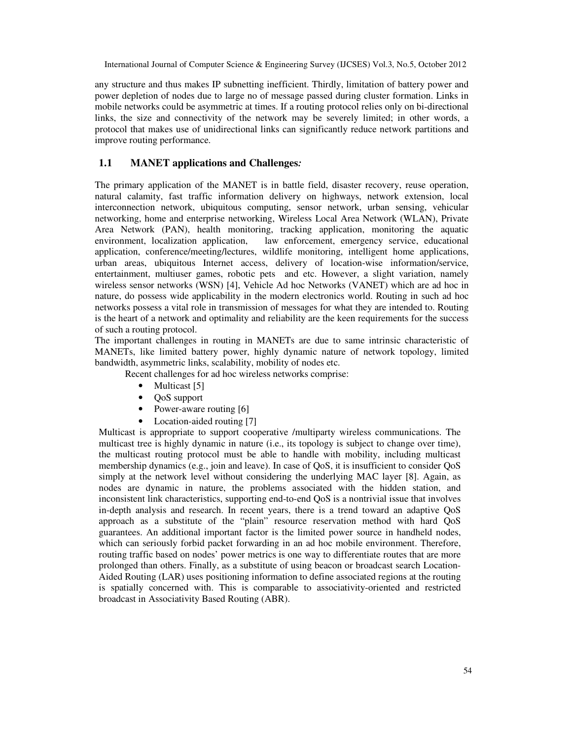any structure and thus makes IP subnetting inefficient. Thirdly, limitation of battery power and power depletion of nodes due to large no of message passed during cluster formation. Links in mobile networks could be asymmetric at times. If a routing protocol relies only on bi-directional links, the size and connectivity of the network may be severely limited; in other words, a protocol that makes use of unidirectional links can significantly reduce network partitions and improve routing performance.

## 1.1 MANET applications and Challenges*:*

The primary application of the MANET is in battle field, disaster recovery, reuse operation, natural calamity, fast traffic information delivery on highways, network extension, local interconnection network, ubiquitous computing, sensor network, urban sensing, vehicular networking, home and enterprise networking, Wireless Local Area Network (WLAN), Private Area Network (PAN), health monitoring, tracking application, monitoring the aquatic environment, localization application, law enforcement, emergency service, educational application, conference/meeting/lectures, wildlife monitoring, intelligent home applications, urban areas, ubiquitous Internet access, delivery of location-wise information/service, entertainment, multiuser games, robotic pets and etc. However, a slight variation, namely wireless sensor networks (WSN) [4], Vehicle Ad hoc Networks (VANET) which are ad hoc in nature, do possess wide applicability in the modern electronics world. Routing in such ad hoc networks possess a vital role in transmission of messages for what they are intended to. Routing is the heart of a network and optimality and reliability are the keen requirements for the success of such a routing protocol.

The important challenges in routing in MANETs are due to same intrinsic characteristic of MANETs, like limited battery power, highly dynamic nature of network topology, limited bandwidth, asymmetric links, scalability, mobility of nodes etc.

Recent challenges for ad hoc wireless networks comprise:

- Multicast [5]
- QoS support
- Power-aware routing [6]
- Location-aided routing [7]

Multicast is appropriate to support cooperative /multiparty wireless communications. The multicast tree is highly dynamic in nature (i.e., its topology is subject to change over time), the multicast routing protocol must be able to handle with mobility, including multicast membership dynamics (e.g., join and leave). In case of QoS, it is insufficient to consider QoS simply at the network level without considering the underlying MAC layer [8]. Again, as nodes are dynamic in nature, the problems associated with the hidden station, and inconsistent link characteristics, supporting end-to-end QoS is a nontrivial issue that involves in-depth analysis and research. In recent years, there is a trend toward an adaptive QoS approach as a substitute of the "plain" resource reservation method with hard QoS guarantees. An additional important factor is the limited power source in handheld nodes, which can seriously forbid packet forwarding in an ad hoc mobile environment. Therefore, routing traffic based on nodes' power metrics is one way to differentiate routes that are more prolonged than others. Finally, as a substitute of using beacon or broadcast search Location-Aided Routing (LAR) uses positioning information to define associated regions at the routing is spatially concerned with. This is comparable to associativity-oriented and restricted broadcast in Associativity Based Routing (ABR).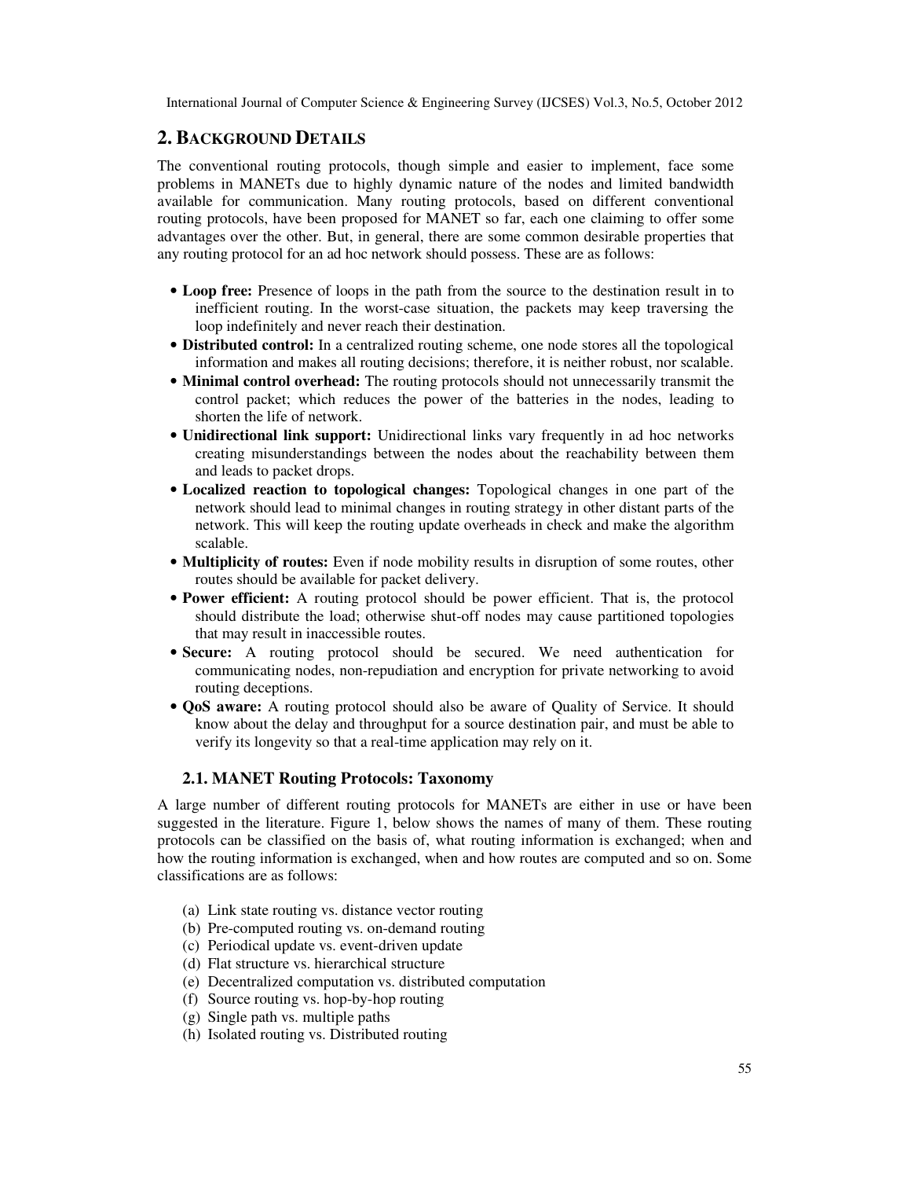## 2. BACKGROUND DETAILS

The conventional routing protocols, though simple and easier to implement, face some problems in MANETs due to highly dynamic nature of the nodes and limited bandwidth available for communication. Many routing protocols, based on different conventional routing protocols, have been proposed for MANET so far, each one claiming to offer some advantages over the other. But, in general, there are some common desirable properties that any routing protocol for an ad hoc network should possess. These are as follows:

- **Loop free:** Presence of loops in the path from the source to the destination result in to inefficient routing. In the worst-case situation, the packets may keep traversing the loop indefinitely and never reach their destination.
- **Distributed control:** In a centralized routing scheme, one node stores all the topological information and makes all routing decisions; therefore, it is neither robust, nor scalable.
- **Minimal control overhead:** The routing protocols should not unnecessarily transmit the control packet; which reduces the power of the batteries in the nodes, leading to shorten the life of network.
- **Unidirectional link support:** Unidirectional links vary frequently in ad hoc networks creating misunderstandings between the nodes about the reachability between them and leads to packet drops.
- **Localized reaction to topological changes:** Topological changes in one part of the network should lead to minimal changes in routing strategy in other distant parts of the network. This will keep the routing update overheads in check and make the algorithm scalable.
- **Multiplicity of routes:** Even if node mobility results in disruption of some routes, other routes should be available for packet delivery.
- **Power efficient:** A routing protocol should be power efficient. That is, the protocol should distribute the load; otherwise shut-off nodes may cause partitioned topologies that may result in inaccessible routes.
- **Secure:** A routing protocol should be secured. We need authentication for communicating nodes, non-repudiation and encryption for private networking to avoid routing deceptions.
- **QoS aware:** A routing protocol should also be aware of Quality of Service. It should know about the delay and throughput for a source destination pair, and must be able to verify its longevity so that a real-time application may rely on it.

### 2.1. MANET Routing Protocols: Taxonomy

A large number of different routing protocols for MANETs are either in use or have been suggested in the literature. Figure 1, below shows the names of many of them. These routing protocols can be classified on the basis of, what routing information is exchanged; when and how the routing information is exchanged, when and how routes are computed and so on. Some classifications are as follows:

(a) Link state routing vs. distance vector routing
(b) Pre-computed routing vs. on-demand routing
(c) Periodical update vs. event-driven update
(d) Flat structure vs. hierarchical structure
(e) Decentralized computation vs. distributed computation
(f) Source routing vs. hop-by-hop routing
(g) Single path vs. multiple paths
(h) Isolated routing vs. Distributed routing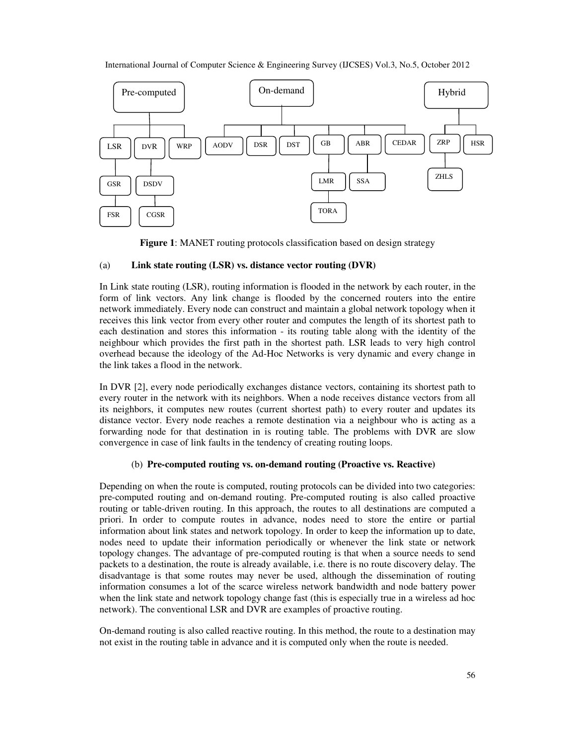Pre-computed

LSR

GSR

FSR

DVR

DSDV

CGSR

WRP

On-demand

AODV

DSR

DST

GB

LMR

TORA

ABR

SSA

CEDAR

Hybrid

ZRP

ZHLS

HSR

**Figure 1**: MANET routing protocols classification based on design strategy

(a) **Link state routing (LSR) vs. distance vector routing (DVR)**

In Link state routing (LSR), routing information is flooded in the network by each router, in the form of link vectors. Any link change is flooded by the concerned routers into the entire network immediately. Every node can construct and maintain a global network topology when it receives this link vector from every other router and computes the length of its shortest path to each destination and stores this information - its routing table along with the identity of the neighbour which provides the first path in the shortest path. LSR leads to very high control overhead because the ideology of the Ad-Hoc Networks is very dynamic and every change in the link takes a flood in the network.

In DVR [2], every node periodically exchanges distance vectors, containing its shortest path to every router in the network with its neighbors. When a node receives distance vectors from all its neighbors, it computes new routes (current shortest path) to every router and updates its distance vector. Every node reaches a remote destination via a neighbour who is acting as a forwarding node for that destination in is routing table. The problems with DVR are slow convergence in case of link faults in the tendency of creating routing loops.

(b) **Pre-computed routing vs. on-demand routing (Proactive vs. Reactive)**

Depending on when the route is computed, routing protocols can be divided into two categories: pre-computed routing and on-demand routing. Pre-computed routing is also called proactive routing or table-driven routing. In this approach, the routes to all destinations are computed a priori. In order to compute routes in advance, nodes need to store the entire or partial information about link states and network topology. In order to keep the information up to date, nodes need to update their information periodically or whenever the link state or network topology changes. The advantage of pre-computed routing is that when a source needs to send packets to a destination, the route is already available, i.e. there is no route discovery delay. The disadvantage is that some routes may never be used, although the dissemination of routing information consumes a lot of the scarce wireless network bandwidth and node battery power when the link state and network topology change fast (this is especially true in a wireless ad hoc network). The conventional LSR and DVR are examples of proactive routing.

On-demand routing is also called reactive routing. In this method, the route to a destination may not exist in the routing table in advance and it is computed only when the route is needed.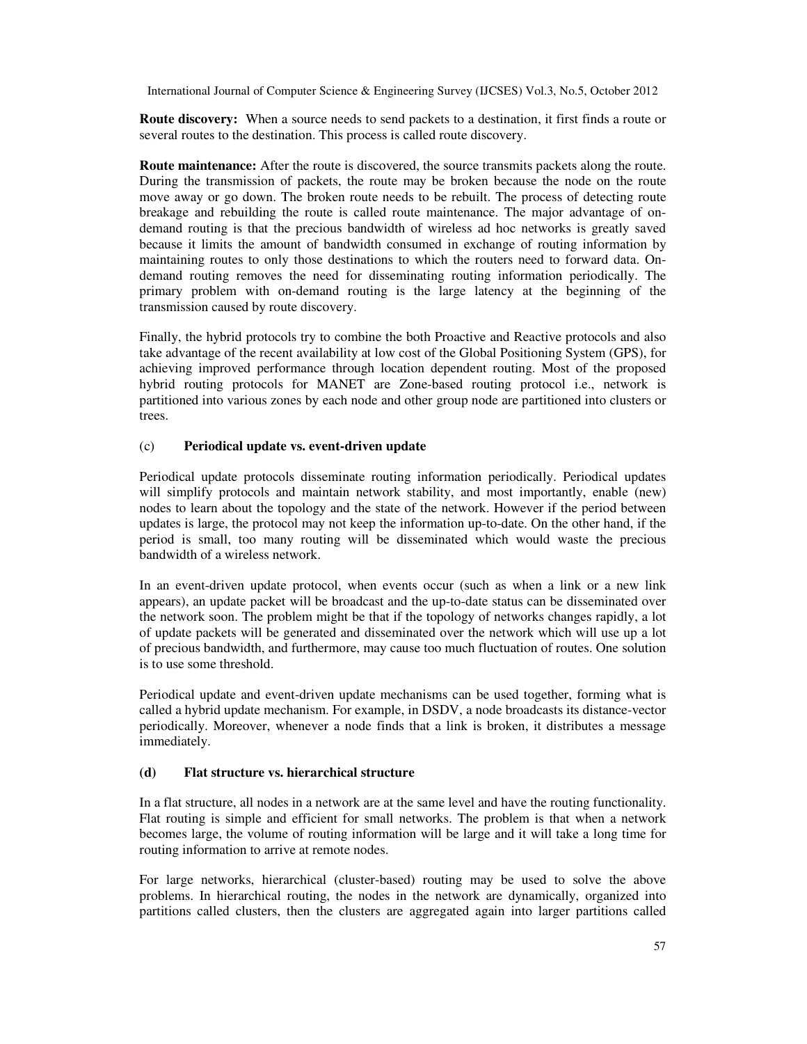**Route discovery:** When a source needs to send packets to a destination, it first finds a route or several routes to the destination. This process is called route discovery.

**Route maintenance:** After the route is discovered, the source transmits packets along the route. During the transmission of packets, the route may be broken because the node on the route move away or go down. The broken route needs to be rebuilt. The process of detecting route breakage and rebuilding the route is called route maintenance. The major advantage of on-demand routing is that the precious bandwidth of wireless ad hoc networks is greatly saved because it limits the amount of bandwidth consumed in exchange of routing information by maintaining routes to only those destinations to which the routers need to forward data. On-demand routing removes the need for disseminating routing information periodically. The primary problem with on-demand routing is the large latency at the beginning of the transmission caused by route discovery.

Finally, the hybrid protocols try to combine the both Proactive and Reactive protocols and also take advantage of the recent availability at low cost of the Global Positioning System (GPS), for achieving improved performance through location dependent routing. Most of the proposed hybrid routing protocols for MANET are Zone-based routing protocol i.e., network is partitioned into various zones by each node and other group node are partitioned into clusters or trees.

### (c) Periodical update vs. event-driven update

Periodical update protocols disseminate routing information periodically. Periodical updates will simplify protocols and maintain network stability, and most importantly, enable (new) nodes to learn about the topology and the state of the network. However if the period between updates is large, the protocol may not keep the information up-to-date. On the other hand, if the period is small, too many routing will be disseminated which would waste the precious bandwidth of a wireless network.

In an event-driven update protocol, when events occur (such as when a link or a new link appears), an update packet will be broadcast and the up-to-date status can be disseminated over the network soon. The problem might be that if the topology of networks changes rapidly, a lot of update packets will be generated and disseminated over the network which will use up a lot of precious bandwidth, and furthermore, may cause too much fluctuation of routes. One solution is to use some threshold.

Periodical update and event-driven update mechanisms can be used together, forming what is called a hybrid update mechanism. For example, in DSDV, a node broadcasts its distance-vector periodically. Moreover, whenever a node finds that a link is broken, it distributes a message immediately.

### (d) Flat structure vs. hierarchical structure

In a flat structure, all nodes in a network are at the same level and have the routing functionality. Flat routing is simple and efficient for small networks. The problem is that when a network becomes large, the volume of routing information will be large and it will take a long time for routing information to arrive at remote nodes.

For large networks, hierarchical (cluster-based) routing may be used to solve the above problems. In hierarchical routing, the nodes in the network are dynamically, organized into partitions called clusters, then the clusters are aggregated again into larger partitions called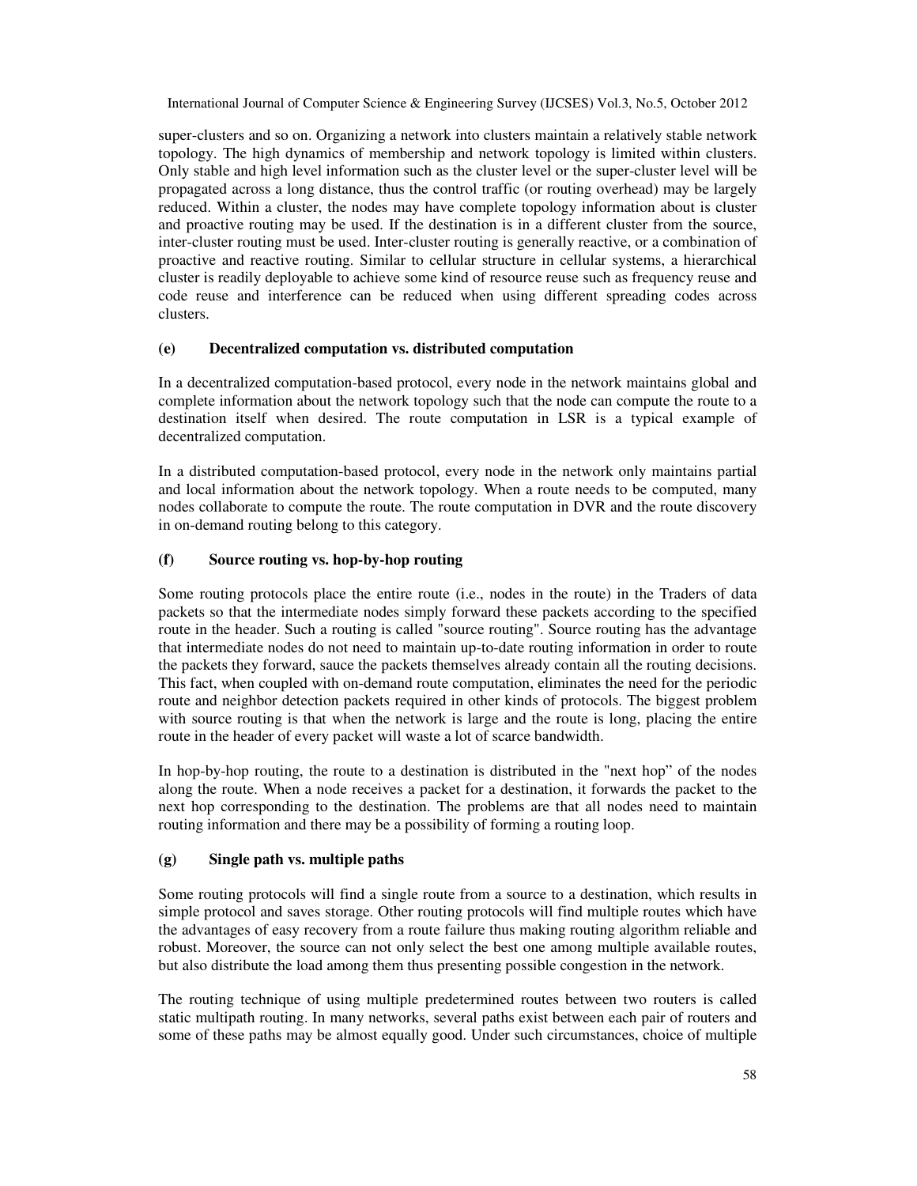super-clusters and so on. Organizing a network into clusters maintain a relatively stable network topology. The high dynamics of membership and network topology is limited within clusters. Only stable and high level information such as the cluster level or the super-cluster level will be propagated across a long distance, thus the control traffic (or routing overhead) may be largely reduced. Within a cluster, the nodes may have complete topology information about is cluster and proactive routing may be used. If the destination is in a different cluster from the source, inter-cluster routing must be used. Inter-cluster routing is generally reactive, or a combination of proactive and reactive routing. Similar to cellular structure in cellular systems, a hierarchical cluster is readily deployable to achieve some kind of resource reuse such as frequency reuse and code reuse and interference can be reduced when using different spreading codes across clusters.

**(e) Decentralized computation vs. distributed computation**

In a decentralized computation-based protocol, every node in the network maintains global and complete information about the network topology such that the node can compute the route to a destination itself when desired. The route computation in LSR is a typical example of decentralized computation.

In a distributed computation-based protocol, every node in the network only maintains partial and local information about the network topology. When a route needs to be computed, many nodes collaborate to compute the route. The route computation in DVR and the route discovery in on-demand routing belong to this category.

**(f) Source routing vs. hop-by-hop routing**

Some routing protocols place the entire route (i.e., nodes in the route) in the Traders of data packets so that the intermediate nodes simply forward these packets according to the specified route in the header. Such a routing is called "source routing". Source routing has the advantage that intermediate nodes do not need to maintain up-to-date routing information in order to route the packets they forward, sauce the packets themselves already contain all the routing decisions. This fact, when coupled with on-demand route computation, eliminates the need for the periodic route and neighbor detection packets required in other kinds of protocols. The biggest problem with source routing is that when the network is large and the route is long, placing the entire route in the header of every packet will waste a lot of scarce bandwidth.

In hop-by-hop routing, the route to a destination is distributed in the "next hop" of the nodes along the route. When a node receives a packet for a destination, it forwards the packet to the next hop corresponding to the destination. The problems are that all nodes need to maintain routing information and there may be a possibility of forming a routing loop.

**(g) Single path vs. multiple paths**

Some routing protocols will find a single route from a source to a destination, which results in simple protocol and saves storage. Other routing protocols will find multiple routes which have the advantages of easy recovery from a route failure thus making routing algorithm reliable and robust. Moreover, the source can not only select the best one among multiple available routes, but also distribute the load among them thus presenting possible congestion in the network.

The routing technique of using multiple predetermined routes between two routers is called static multipath routing. In many networks, several paths exist between each pair of routers and some of these paths may be almost equally good. Under such circumstances, choice of multiple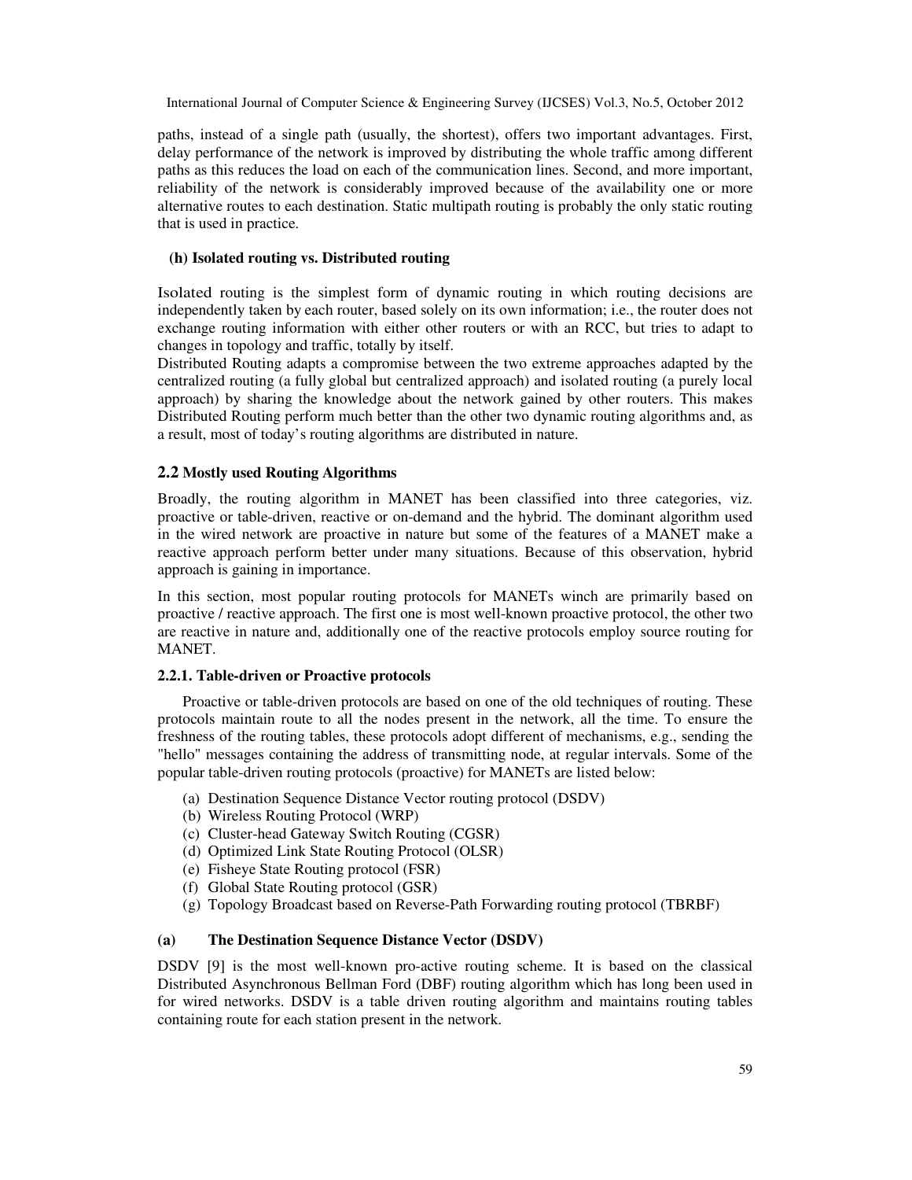paths, instead of a single path (usually, the shortest), offers two important advantages. First, delay performance of the network is improved by distributing the whole traffic among different paths as this reduces the load on each of the communication lines. Second, and more important, reliability of the network is considerably improved because of the availability one or more alternative routes to each destination. Static multipath routing is probably the only static routing that is used in practice.

### (h) Isolated routing vs. Distributed routing

Isolated routing is the simplest form of dynamic routing in which routing decisions are independently taken by each router, based solely on its own information; i.e., the router does not exchange routing information with either other routers or with an RCC, but tries to adapt to changes in topology and traffic, totally by itself.
Distributed Routing adapts a compromise between the two extreme approaches adapted by the centralized routing (a fully global but centralized approach) and isolated routing (a purely local approach) by sharing the knowledge about the network gained by other routers. This makes Distributed Routing perform much better than the other two dynamic routing algorithms and, as a result, most of today's routing algorithms are distributed in nature.

## 2.2 Mostly used Routing Algorithms

Broadly, the routing algorithm in MANET has been classified into three categories, viz. proactive or table-driven, reactive or on-demand and the hybrid. The dominant algorithm used in the wired network are proactive in nature but some of the features of a MANET make a reactive approach perform better under many situations. Because of this observation, hybrid approach is gaining in importance.

In this section, most popular routing protocols for MANETs winch are primarily based on proactive / reactive approach. The first one is most well-known proactive protocol, the other two are reactive in nature and, additionally one of the reactive protocols employ source routing for MANET.

### 2.2.1. Table-driven or Proactive protocols

Proactive or table-driven protocols are based on one of the old techniques of routing. These protocols maintain route to all the nodes present in the network, all the time. To ensure the freshness of the routing tables, these protocols adopt different of mechanisms, e.g., sending the "hello" messages containing the address of transmitting node, at regular intervals. Some of the popular table-driven routing protocols (proactive) for MANETs are listed below:

(a) Destination Sequence Distance Vector routing protocol (DSDV)
(b) Wireless Routing Protocol (WRP)
(c) Cluster-head Gateway Switch Routing (CGSR)
(d) Optimized Link State Routing Protocol (OLSR)
(e) Fisheye State Routing protocol (FSR)
(f) Global State Routing protocol (GSR)
(g) Topology Broadcast based on Reverse-Path Forwarding routing protocol (TBRBF)

### (a) The Destination Sequence Distance Vector (DSDV)

DSDV [9] is the most well-known pro-active routing scheme. It is based on the classical Distributed Asynchronous Bellman Ford (DBF) routing algorithm which has long been used in for wired networks. DSDV is a table driven routing algorithm and maintains routing tables containing route for each station present in the network.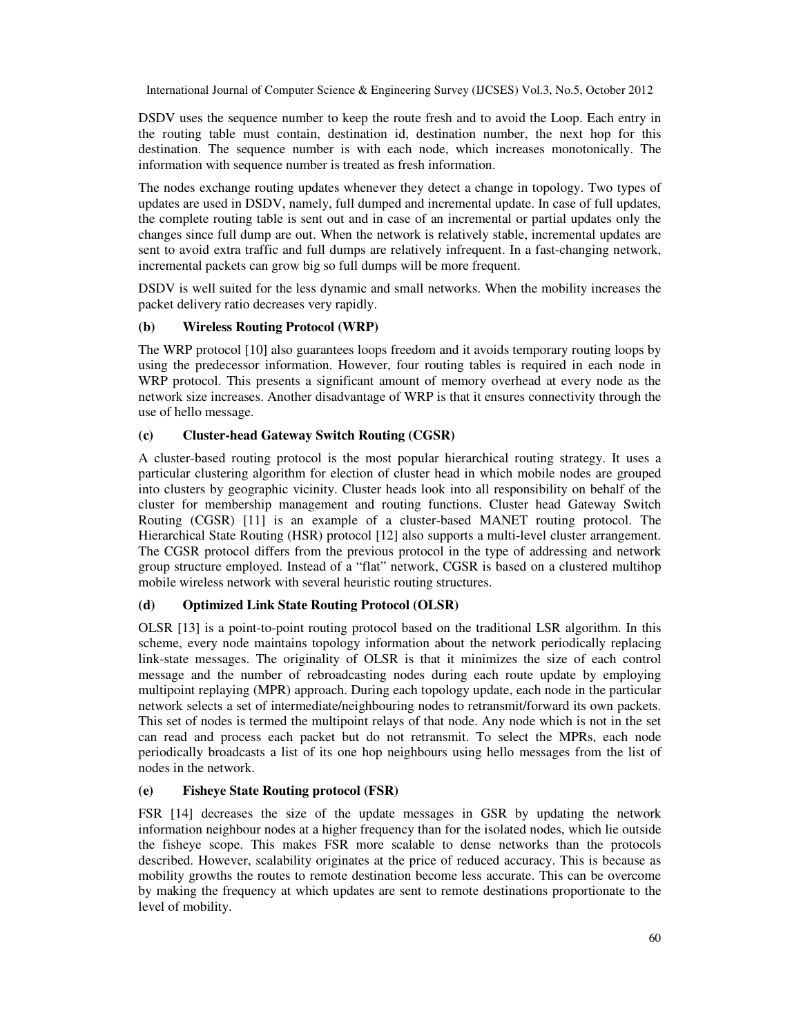DSDV uses the sequence number to keep the route fresh and to avoid the Loop. Each entry in the routing table must contain, destination id, destination number, the next hop for this destination. The sequence number is with each node, which increases monotonically. The information with sequence number is treated as fresh information.

The nodes exchange routing updates whenever they detect a change in topology. Two types of updates are used in DSDV, namely, full dumped and incremental update. In case of full updates, the complete routing table is sent out and in case of an incremental or partial updates only the changes since full dump are out. When the network is relatively stable, incremental updates are sent to avoid extra traffic and full dumps are relatively infrequent. In a fast-changing network, incremental packets can grow big so full dumps will be more frequent.

DSDV is well suited for the less dynamic and small networks. When the mobility increases the packet delivery ratio decreases very rapidly.

### (b) Wireless Routing Protocol (WRP)

The WRP protocol [10] also guarantees loops freedom and it avoids temporary routing loops by using the predecessor information. However, four routing tables is required in each node in WRP protocol. This presents a significant amount of memory overhead at every node as the network size increases. Another disadvantage of WRP is that it ensures connectivity through the use of hello message.

### (c) Cluster-head Gateway Switch Routing (CGSR)

A cluster-based routing protocol is the most popular hierarchical routing strategy. It uses a particular clustering algorithm for election of cluster head in which mobile nodes are grouped into clusters by geographic vicinity. Cluster heads look into all responsibility on behalf of the cluster for membership management and routing functions. Cluster head Gateway Switch Routing (CGSR) [11] is an example of a cluster-based MANET routing protocol. The Hierarchical State Routing (HSR) protocol [12] also supports a multi-level cluster arrangement. The CGSR protocol differs from the previous protocol in the type of addressing and network group structure employed. Instead of a "flat" network, CGSR is based on a clustered multihop mobile wireless network with several heuristic routing structures.

### (d) Optimized Link State Routing Protocol (OLSR)

OLSR [13] is a point-to-point routing protocol based on the traditional LSR algorithm. In this scheme, every node maintains topology information about the network periodically replacing link-state messages. The originality of OLSR is that it minimizes the size of each control message and the number of rebroadcasting nodes during each route update by employing multipoint replaying (MPR) approach. During each topology update, each node in the particular network selects a set of intermediate/neighbouring nodes to retransmit/forward its own packets. This set of nodes is termed the multipoint relays of that node. Any node which is not in the set can read and process each packet but do not retransmit. To select the MPRs, each node periodically broadcasts a list of its one hop neighbours using hello messages from the list of nodes in the network.

### (e) Fisheye State Routing protocol (FSR)

FSR [14] decreases the size of the update messages in GSR by updating the network information neighbour nodes at a higher frequency than for the isolated nodes, which lie outside the fisheye scope. This makes FSR more scalable to dense networks than the protocols described. However, scalability originates at the price of reduced accuracy. This is because as mobility growths the routes to remote destination become less accurate. This can be overcome by making the frequency at which updates are sent to remote destinations proportionate to the level of mobility.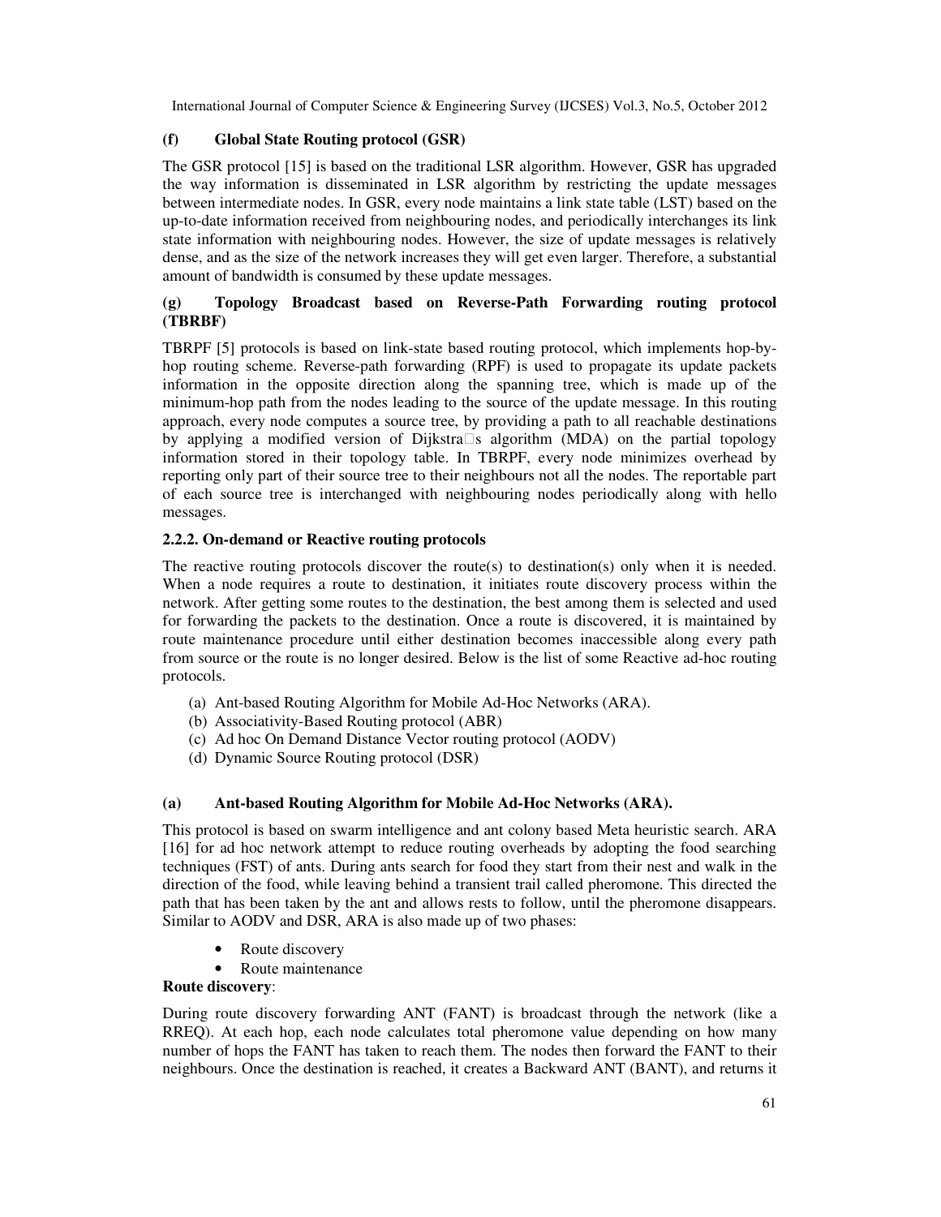**(f) Global State Routing protocol (GSR)**

The GSR protocol [15] is based on the traditional LSR algorithm. However, GSR has upgraded the way information is disseminated in LSR algorithm by restricting the update messages between intermediate nodes. In GSR, every node maintains a link state table (LST) based on the up-to-date information received from neighbouring nodes, and periodically interchanges its link state information with neighbouring nodes. However, the size of update messages is relatively dense, and as the size of the network increases they will get even larger. Therefore, a substantial amount of bandwidth is consumed by these update messages.

**(g) Topology Broadcast based on Reverse-Path Forwarding routing protocol (TBRBF)**

TBRPF [5] protocols is based on link-state based routing protocol, which implements hop-by-hop routing scheme. Reverse-path forwarding (RPF) is used to propagate its update packets information in the opposite direction along the spanning tree, which is made up of the minimum-hop path from the nodes leading to the source of the update message. In this routing approach, every node computes a source tree, by providing a path to all reachable destinations by applying a modified version of Dijkstra□s algorithm (MDA) on the partial topology information stored in their topology table. In TBRPF, every node minimizes overhead by reporting only part of their source tree to their neighbours not all the nodes. The reportable part of each source tree is interchanged with neighbouring nodes periodically along with hello messages.

### 2.2.2. On-demand or Reactive routing protocols

The reactive routing protocols discover the route(s) to destination(s) only when it is needed. When a node requires a route to destination, it initiates route discovery process within the network. After getting some routes to the destination, the best among them is selected and used for forwarding the packets to the destination. Once a route is discovered, it is maintained by route maintenance procedure until either destination becomes inaccessible along every path from source or the route is no longer desired. Below is the list of some Reactive ad-hoc routing protocols.

(a) Ant-based Routing Algorithm for Mobile Ad-Hoc Networks (ARA).
(b) Associativity-Based Routing protocol (ABR)
(c) Ad hoc On Demand Distance Vector routing protocol (AODV)
(d) Dynamic Source Routing protocol (DSR)

**(a) Ant-based Routing Algorithm for Mobile Ad-Hoc Networks (ARA).**

This protocol is based on swarm intelligence and ant colony based Meta heuristic search. ARA [16] for ad hoc network attempt to reduce routing overheads by adopting the food searching techniques (FST) of ants. During ants search for food they start from their nest and walk in the direction of the food, while leaving behind a transient trail called pheromone. This directed the path that has been taken by the ant and allows rests to follow, until the pheromone disappears. Similar to AODV and DSR, ARA is also made up of two phases:

- Route discovery
- Route maintenance

**Route discovery**:

During route discovery forwarding ANT (FANT) is broadcast through the network (like a RREQ). At each hop, each node calculates total pheromone value depending on how many number of hops the FANT has taken to reach them. The nodes then forward the FANT to their neighbours. Once the destination is reached, it creates a Backward ANT (BANT), and returns it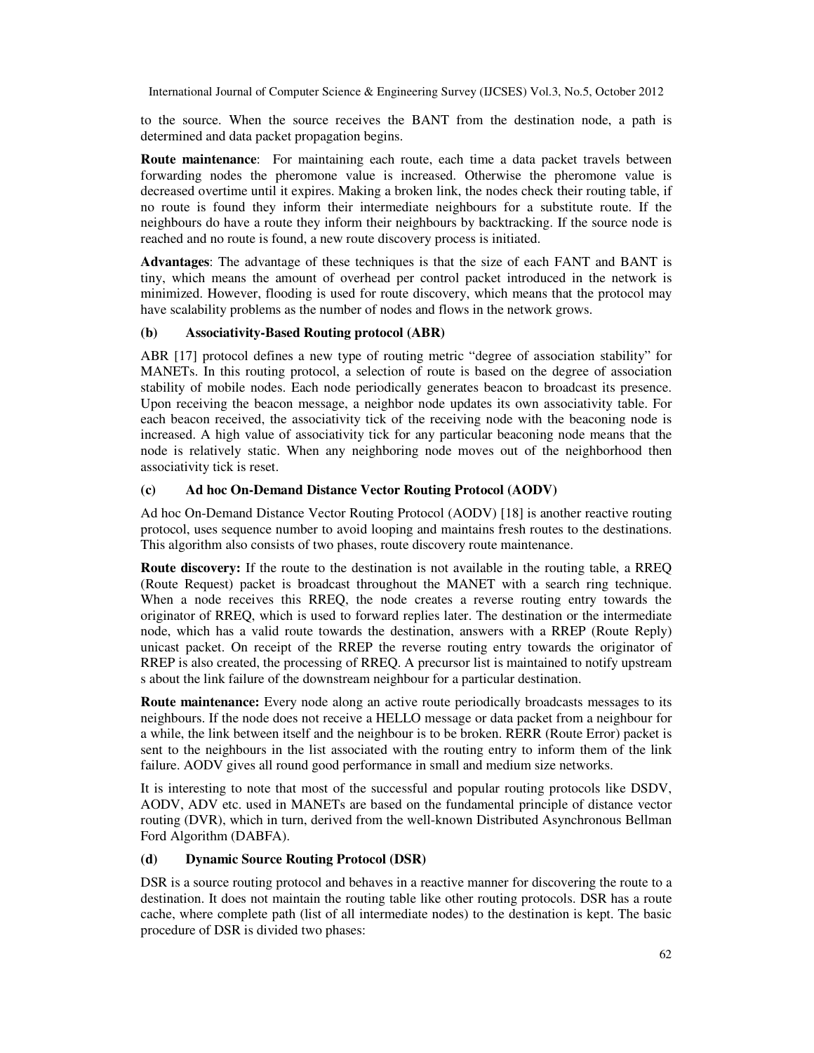to the source. When the source receives the BANT from the destination node, a path is determined and data packet propagation begins.

**Route maintenance**: For maintaining each route, each time a data packet travels between forwarding nodes the pheromone value is increased. Otherwise the pheromone value is decreased overtime until it expires. Making a broken link, the nodes check their routing table, if no route is found they inform their intermediate neighbours for a substitute route. If the neighbours do have a route they inform their neighbours by backtracking. If the source node is reached and no route is found, a new route discovery process is initiated.

**Advantages**: The advantage of these techniques is that the size of each FANT and BANT is tiny, which means the amount of overhead per control packet introduced in the network is minimized. However, flooding is used for route discovery, which means that the protocol may have scalability problems as the number of nodes and flows in the network grows.

#### (b) Associativity-Based Routing protocol (ABR)

ABR [17] protocol defines a new type of routing metric "degree of association stability" for MANETs. In this routing protocol, a selection of route is based on the degree of association stability of mobile nodes. Each node periodically generates beacon to broadcast its presence. Upon receiving the beacon message, a neighbor node updates its own associativity table. For each beacon received, the associativity tick of the receiving node with the beaconing node is increased. A high value of associativity tick for any particular beaconing node means that the node is relatively static. When any neighboring node moves out of the neighborhood then associativity tick is reset.

#### (c) Ad hoc On-Demand Distance Vector Routing Protocol (AODV)

Ad hoc On-Demand Distance Vector Routing Protocol (AODV) [18] is another reactive routing protocol, uses sequence number to avoid looping and maintains fresh routes to the destinations. This algorithm also consists of two phases, route discovery route maintenance.

**Route discovery:** If the route to the destination is not available in the routing table, a RREQ (Route Request) packet is broadcast throughout the MANET with a search ring technique. When a node receives this RREQ, the node creates a reverse routing entry towards the originator of RREQ, which is used to forward replies later. The destination or the intermediate node, which has a valid route towards the destination, answers with a RREP (Route Reply) unicast packet. On receipt of the RREP the reverse routing entry towards the originator of RREP is also created, the processing of RREQ. A precursor list is maintained to notify upstream s about the link failure of the downstream neighbour for a particular destination.

**Route maintenance:** Every node along an active route periodically broadcasts messages to its neighbours. If the node does not receive a HELLO message or data packet from a neighbour for a while, the link between itself and the neighbour is to be broken. RERR (Route Error) packet is sent to the neighbours in the list associated with the routing entry to inform them of the link failure. AODV gives all round good performance in small and medium size networks.

It is interesting to note that most of the successful and popular routing protocols like DSDV, AODV, ADV etc. used in MANETs are based on the fundamental principle of distance vector routing (DVR), which in turn, derived from the well-known Distributed Asynchronous Bellman Ford Algorithm (DABFA).

#### (d) Dynamic Source Routing Protocol (DSR)

DSR is a source routing protocol and behaves in a reactive manner for discovering the route to a destination. It does not maintain the routing table like other routing protocols. DSR has a route cache, where complete path (list of all intermediate nodes) to the destination is kept. The basic procedure of DSR is divided two phases: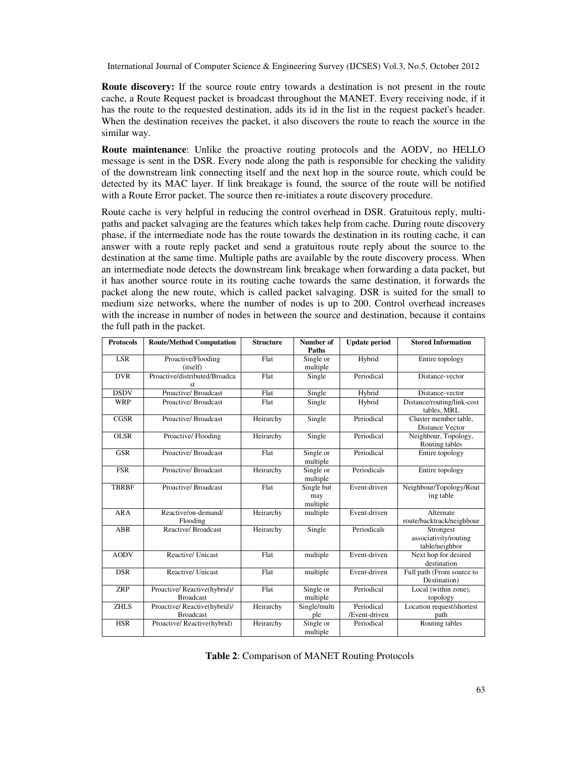**Route discovery:** If the source route entry towards a destination is not present in the route cache, a Route Request packet is broadcast throughout the MANET. Every receiving node, if it has the route to the requested destination, adds its id in the list in the request packet's header. When the destination receives the packet, it also discovers the route to reach the source in the similar way.

**Route maintenance**: Unlike the proactive routing protocols and the AODV, no HELLO message is sent in the DSR. Every node along the path is responsible for checking the validity of the downstream link connecting itself and the next hop in the source route, which could be detected by its MAC layer. If link breakage is found, the source of the route will be notified with a Route Error packet. The source then re-initiates a route discovery procedure.

Route cache is very helpful in reducing the control overhead in DSR. Gratuitous reply, multi-paths and packet salvaging are the features which takes help from cache. During route discovery phase, if the intermediate node has the route towards the destination in its routing cache, it can answer with a route reply packet and send a gratuitous route reply about the source to the destination at the same time. Multiple paths are available by the route discovery process. When an intermediate node detects the downstream link breakage when forwarding a data packet, but it has another source route in its routing cache towards the same destination, it forwards the packet along the new route, which is called packet salvaging. DSR is suited for the small to medium size networks, where the number of nodes is up to 200. Control overhead increases with the increase in number of nodes in between the source and destination, because it contains the full path in the packet.

| Protocols | Route/Method Computation | Structure | Number of Paths | Update period | Stored Information |
|---|---|---|---|---|---|
| LSR | Proactive/Flooding (itself) | Flat | Single or multiple | Hybrid | Entire topology |
| DVR | Proactive/distributed/Broadcast | Flat | Single | Periodical | Distance-vector |
| DSDV | Proactive/ Broadcast | Flat | Single | Hybrid | Distance-vector |
| WRP | Proactive/ Broadcast | Flat | Single | Hybrid | Distance/routing/link-cost tables, MRL |
| CGSR | Proactive/ Broadcast | Heirarchy | Single | Periodical | Cluster member table, Distance Vector |
| OLSR | Proactive/ Flooding | Heirarchy | Single | Periodical | Neighbour, Topology, Routing tables |
| GSR | Proactive/ Broadcast | Flat | Single or multiple | Periodical | Entire topology |
| FSR | Proactive/ Broadcast | Heirarchy | Single or multiple | Periodicals | Entire topology |
| TBRBF | Proactive/ Broadcast | Flat | Single but may multiple | Event-driven | Neighbour/Topology/Routing table |
| ARA | Reactive/on-demand/ Flooding | Heirarchy | multiple | Event-driven | Alternate route/backtrack/neighbour |
| ABR | Reactive/ Broadcast | Heirarchy | Single | Periodicals | Strongest associativity/routing table/neighbor |
| AODV | Reactive/ Unicast | Flat | multiple | Event-driven | Next hop for desired destination |
| DSR | Reactive/ Unicast | Flat | multiple | Event-driven | Full path (From source to Destination) |
| ZRP | Proactive/ Reactive(hybrid)/ Broadcast | Flat | Single or multiple | Periodical | Local (within zone), topology |
| ZHLS | Proactive/ Reactive(hybrid)/ Broadcast | Heirarchy | Single/multiple | Periodical /Event-driven | Location request/shortest path |
| HSR | Proactive/ Reactive(hybrid) | Heirarchy | Single or multiple | Periodical | Routing tables |

**Table 2**: Comparison of MANET Routing Protocols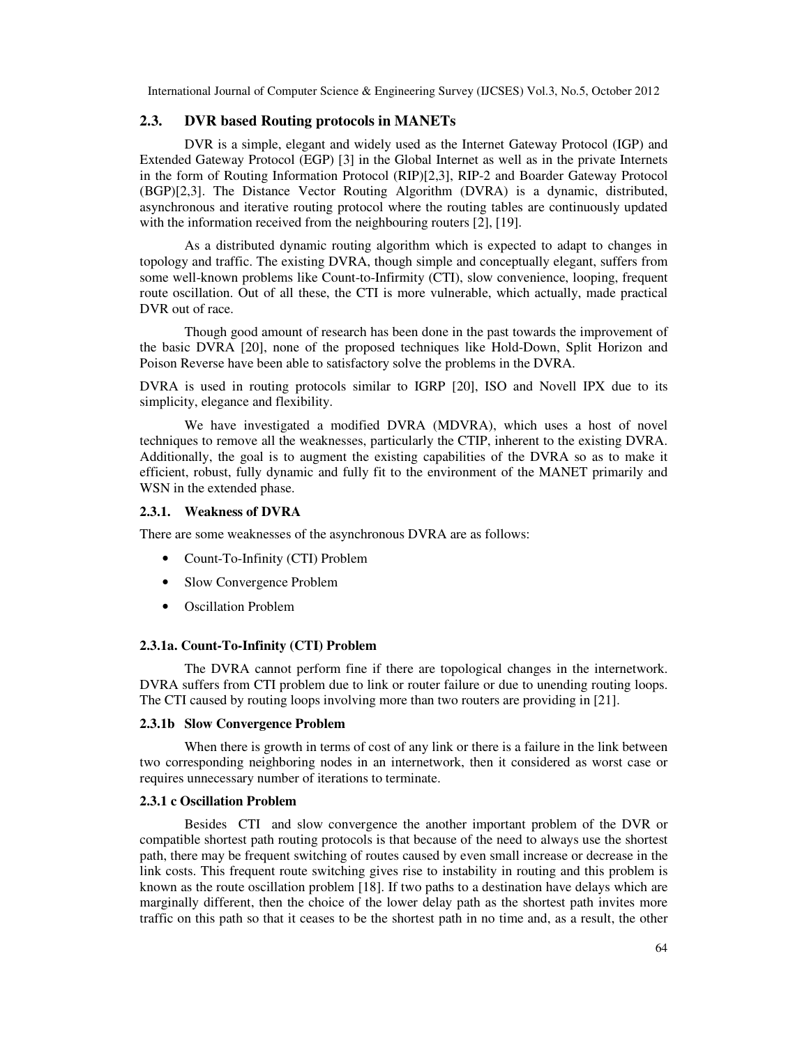### 2.3. DVR based Routing protocols in MANETs

DVR is a simple, elegant and widely used as the Internet Gateway Protocol (IGP) and Extended Gateway Protocol (EGP) [3] in the Global Internet as well as in the private Internets in the form of Routing Information Protocol (RIP)[2,3], RIP-2 and Boarder Gateway Protocol (BGP)[2,3]. The Distance Vector Routing Algorithm (DVRA) is a dynamic, distributed, asynchronous and iterative routing protocol where the routing tables are continuously updated with the information received from the neighbouring routers [2], [19].

As a distributed dynamic routing algorithm which is expected to adapt to changes in topology and traffic. The existing DVRA, though simple and conceptually elegant, suffers from some well-known problems like Count-to-Infirmity (CTI), slow convenience, looping, frequent route oscillation. Out of all these, the CTI is more vulnerable, which actually, made practical DVR out of race.

Though good amount of research has been done in the past towards the improvement of the basic DVRA [20], none of the proposed techniques like Hold-Down, Split Horizon and Poison Reverse have been able to satisfactory solve the problems in the DVRA.

DVRA is used in routing protocols similar to IGRP [20], ISO and Novell IPX due to its simplicity, elegance and flexibility.

We have investigated a modified DVRA (MDVRA), which uses a host of novel techniques to remove all the weaknesses, particularly the CTIP, inherent to the existing DVRA. Additionally, the goal is to augment the existing capabilities of the DVRA so as to make it efficient, robust, fully dynamic and fully fit to the environment of the MANET primarily and WSN in the extended phase.

#### 2.3.1. Weakness of DVRA

There are some weaknesses of the asynchronous DVRA are as follows:

- Count-To-Infinity (CTI) Problem
- Slow Convergence Problem
- Oscillation Problem

#### 2.3.1a. Count-To-Infinity (CTI) Problem

The DVRA cannot perform fine if there are topological changes in the internetwork. DVRA suffers from CTI problem due to link or router failure or due to unending routing loops. The CTI caused by routing loops involving more than two routers are providing in [21].

#### 2.3.1b Slow Convergence Problem

When there is growth in terms of cost of any link or there is a failure in the link between two corresponding neighboring nodes in an internetwork, then it considered as worst case or requires unnecessary number of iterations to terminate.

#### 2.3.1 c Oscillation Problem

Besides CTI and slow convergence the another important problem of the DVR or compatible shortest path routing protocols is that because of the need to always use the shortest path, there may be frequent switching of routes caused by even small increase or decrease in the link costs. This frequent route switching gives rise to instability in routing and this problem is known as the route oscillation problem [18]. If two paths to a destination have delays which are marginally different, then the choice of the lower delay path as the shortest path invites more traffic on this path so that it ceases to be the shortest path in no time and, as a result, the other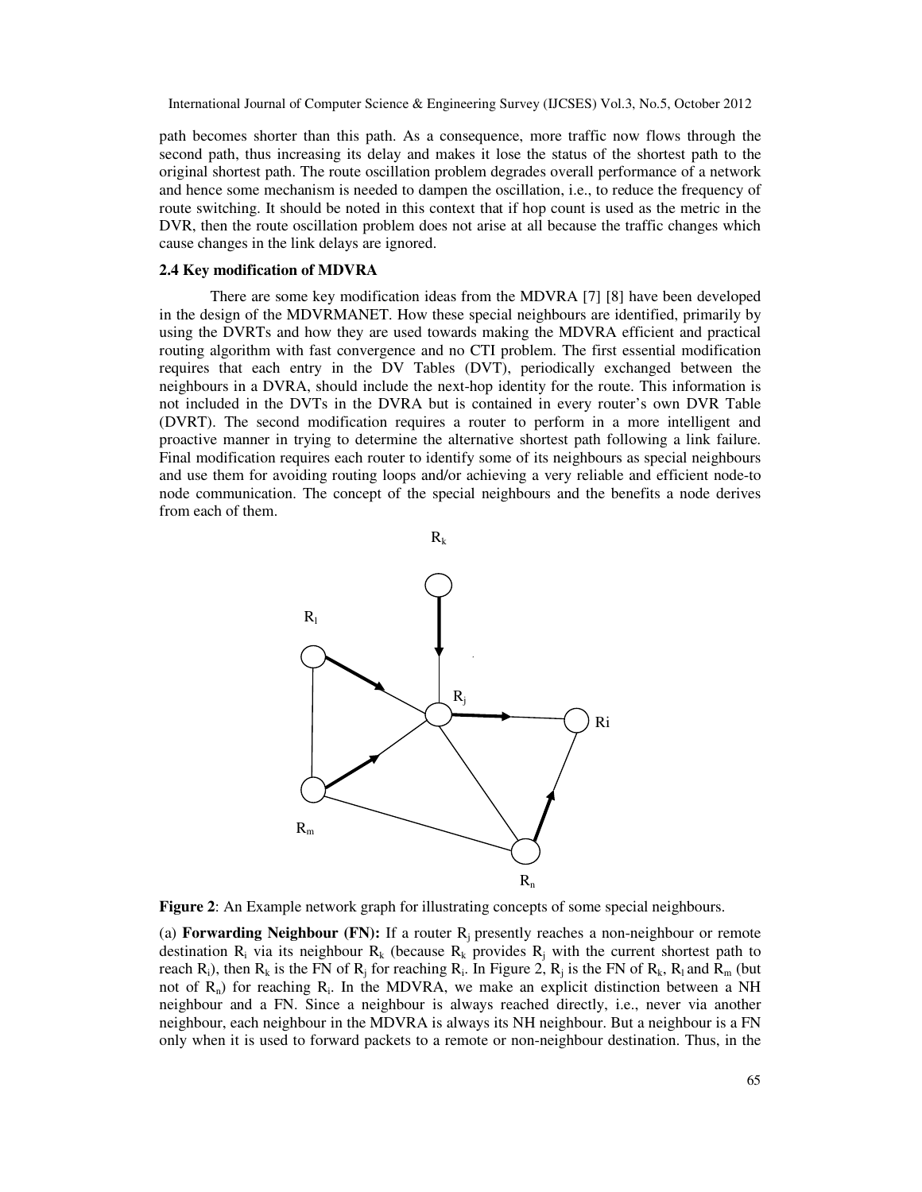path becomes shorter than this path. As a consequence, more traffic now flows through the second path, thus increasing its delay and makes it lose the status of the shortest path to the original shortest path. The route oscillation problem degrades overall performance of a network and hence some mechanism is needed to dampen the oscillation, i.e., to reduce the frequency of route switching. It should be noted in this context that if hop count is used as the metric in the DVR, then the route oscillation problem does not arise at all because the traffic changes which cause changes in the link delays are ignored.

### 2.4 Key modification of MDVRA

There are some key modification ideas from the MDVRA [7] [8] have been developed in the design of the MDVRMANET. How these special neighbours are identified, primarily by using the DVRTs and how they are used towards making the MDVRA efficient and practical routing algorithm with fast convergence and no CTI problem. The first essential modification requires that each entry in the DV Tables (DVT), periodically exchanged between the neighbours in a DVRA, should include the next-hop identity for the route. This information is not included in the DVTs in the DVRA but is contained in every router's own DVR Table (DVRT). The second modification requires a router to perform in a more intelligent and proactive manner in trying to determine the alternative shortest path following a link failure. Final modification requires each router to identify some of its neighbours as special neighbours and use them for avoiding routing loops and/or achieving a very reliable and efficient node-to node communication. The concept of the special neighbours and the benefits a node derives from each of them.

**Figure 2**: An Example network graph for illustrating concepts of some special neighbours.

(a) **Forwarding Neighbour (FN):** If a router $R_j$ presently reaches a non-neighbour or remote destination $R_i$ via its neighbour $R_k$ (because $R_k$ provides $R_j$ with the current shortest path to reach $R_i$), then $R_k$ is the FN of $R_j$ for reaching $R_i$. In Figure 2, $R_j$ is the FN of $R_k$, $R_l$ and $R_m$ (but not of $R_n$) for reaching $R_i$. In the MDVRA, we make an explicit distinction between a NH neighbour and a FN. Since a neighbour is always reached directly, i.e., never via another neighbour, each neighbour in the MDVRA is always its NH neighbour. But a neighbour is a FN only when it is used to forward packets to a remote or non-neighbour destination. Thus, in the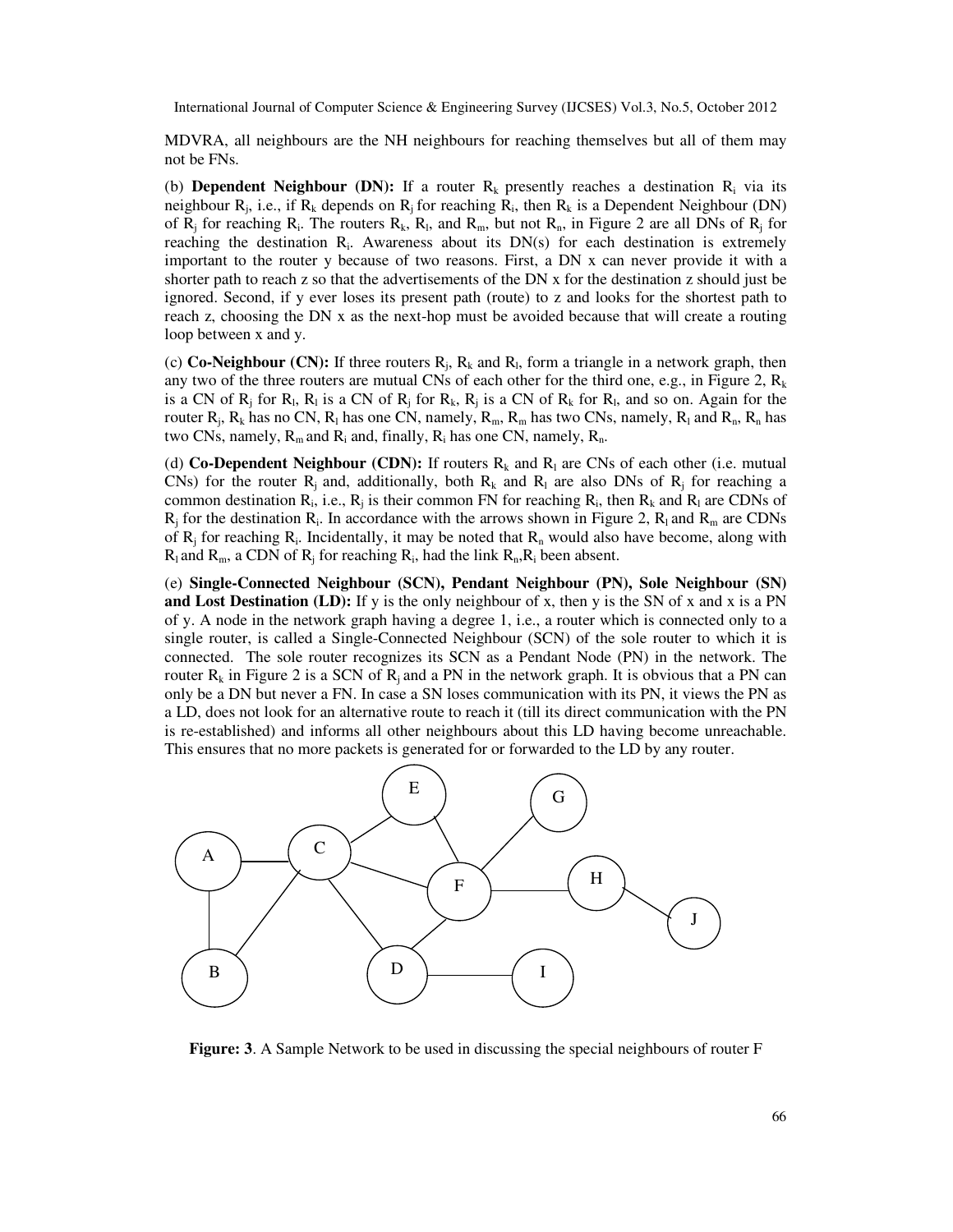MDVRA, all neighbours are the NH neighbours for reaching themselves but all of them may not be FNs.

(b) **Dependent Neighbour (DN):** If a router $R_k$ presently reaches a destination $R_i$ via its neighbour $R_j$, i.e., if $R_k$ depends on $R_j$ for reaching $R_i$, then $R_k$ is a Dependent Neighbour (DN) of $R_j$ for reaching $R_i$. The routers $R_k$, $R_l$, and $R_m$, but not $R_n$, in Figure 2 are all DNs of $R_j$ for reaching the destination $R_i$. Awareness about its DN(s) for each destination is extremely important to the router y because of two reasons. First, a DN x can never provide it with a shorter path to reach z so that the advertisements of the DN x for the destination z should just be ignored. Second, if y ever loses its present path (route) to z and looks for the shortest path to reach z, choosing the DN x as the next-hop must be avoided because that will create a routing loop between x and y.

(c) **Co-Neighbour (CN):** If three routers $R_j$, $R_k$ and $R_l$, form a triangle in a network graph, then any two of the three routers are mutual CNs of each other for the third one, e.g., in Figure 2, $R_k$ is a CN of $R_j$ for $R_l$, $R_l$ is a CN of $R_j$ for $R_k$, $R_j$ is a CN of $R_k$ for $R_l$, and so on. Again for the router $R_j$, $R_k$ has no CN, $R_l$ has one CN, namely, $R_m$, $R_m$ has two CNs, namely, $R_l$ and $R_n$, $R_n$ has two CNs, namely, $R_m$ and $R_i$ and, finally, $R_i$ has one CN, namely, $R_n$.

(d) **Co-Dependent Neighbour (CDN):** If routers $R_k$ and $R_l$ are CNs of each other (i.e. mutual CNs) for the router $R_j$ and, additionally, both $R_k$ and $R_l$ are also DNs of $R_j$ for reaching a common destination $R_i$, i.e., $R_j$ is their common FN for reaching $R_i$, then $R_k$ and $R_l$ are CDNs of $R_j$ for the destination $R_i$. In accordance with the arrows shown in Figure 2, $R_l$ and $R_m$ are CDNs of $R_j$ for reaching $R_i$. Incidentally, it may be noted that $R_n$ would also have become, along with $R_l$ and $R_m$, a CDN of $R_j$ for reaching $R_i$, had the link $R_n$,$R_i$ been absent.

(e) **Single-Connected Neighbour (SCN), Pendant Neighbour (PN), Sole Neighbour (SN) and Lost Destination (LD):** If y is the only neighbour of x, then y is the SN of x and x is a PN of y. A node in the network graph having a degree 1, i.e., a router which is connected only to a single router, is called a Single-Connected Neighbour (SCN) of the sole router to which it is connected. The sole router recognizes its SCN as a Pendant Node (PN) in the network. The router $R_k$ in Figure 2 is a SCN of $R_j$ and a PN in the network graph. It is obvious that a PN can only be a DN but never a FN. In case a SN loses communication with its PN, it views the PN as a LD, does not look for an alternative route to reach it (till its direct communication with the PN is re-established) and informs all other neighbours about this LD having become unreachable. This ensures that no more packets is generated for or forwarded to the LD by any router.

**Figure: 3**. A Sample Network to be used in discussing the special neighbours of router F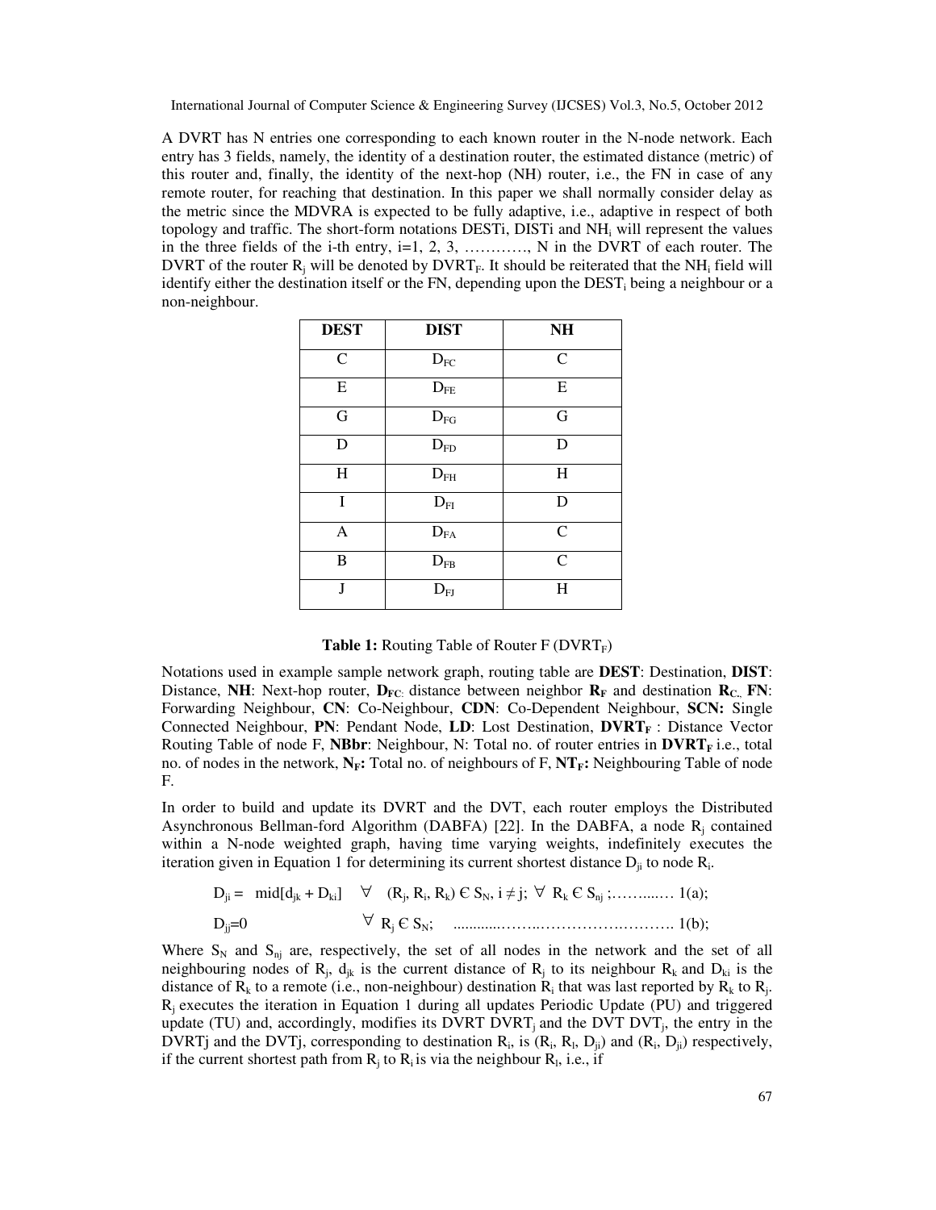A DVRT has N entries one corresponding to each known router in the N-node network. Each entry has 3 fields, namely, the identity of a destination router, the estimated distance (metric) of this router and, finally, the identity of the next-hop (NH) router, i.e., the FN in case of any remote router, for reaching that destination. In this paper we shall normally consider delay as the metric since the MDVRA is expected to be fully adaptive, i.e., adaptive in respect of both topology and traffic. The short-form notations DESTi, DISTi and $NH_i$ will represent the values in the three fields of the i-th entry, i=1, 2, 3, …………, N in the DVRT of each router. The DVRT of the router $R_j$ will be denoted by $DVRT_F$. It should be reiterated that the $NH_i$ field will identify either the destination itself or the FN, depending upon the $DEST_i$ being a neighbour or a non-neighbour.

| DEST | DIST | NH |
|---|---|---|
| C | $D_{FC}$ | C |
| E | $D_{FE}$ | E |
| G | $D_{FG}$ | G |
| D | $D_{FD}$ | D |
| H | $D_{FH}$ | H |
| I | $D_{FI}$ | D |
| A | $D_{FA}$ | C |
| B | $D_{FB}$ | C |
| J | $D_{FJ}$ | H |

**Table 1:** Routing Table of Router F ($DVRT_F$)

Notations used in example sample network graph, routing table are **DEST**: Destination, **DIST**: Distance, **NH**: Next-hop router, $D_{FC}$: distance between neighbor $R_F$ and destination $R_C$, **FN**: Forwarding Neighbour, **CN**: Co-Neighbour, **CDN**: Co-Dependent Neighbour, **SCN:** Single Connected Neighbour, **PN**: Pendant Node, **LD**: Lost Destination, $DVRT_F$ : Distance Vector Routing Table of node F, **NBbr**: Neighbour, N: Total no. of router entries in $DVRT_F$ i.e., total no. of nodes in the network, $N_F$**:** Total no. of neighbours of F, $NT_F$**:** Neighbouring Table of node F.

In order to build and update its DVRT and the DVT, each router employs the Distributed Asynchronous Bellman-ford Algorithm (DABFA) [22]. In the DABFA, a node $R_j$ contained within a N-node weighted graph, having time varying weights, indefinitely executes the iteration given in Equation 1 for determining its current shortest distance $D_{ji}$ to node $R_i$.

$$D_{ji} = \ \text{mid}[d_{jk} + D_{ki}] \quad \forall \quad (R_j, R_i, R_k) \in S_N,\ i \neq j;\ \forall\ R_k \in S_{nj}; \ldots\ldots\ 1(a);$$

$$D_{jj}=0 \qquad \forall\ R_j \in S_N; \quad \ldots\ldots\ 1(b);$$

Where $S_N$ and $S_{nj}$ are, respectively, the set of all nodes in the network and the set of all neighbouring nodes of $R_j$, $d_{jk}$ is the current distance of $R_j$ to its neighbour $R_k$ and $D_{ki}$ is the distance of $R_k$ to a remote (i.e., non-neighbour) destination $R_i$ that was last reported by $R_k$ to $R_j$. $R_j$ executes the iteration in Equation 1 during all updates Periodic Update (PU) and triggered update (TU) and, accordingly, modifies its DVRT $DVRT_j$ and the DVT $DVT_j$, the entry in the DVRTj and the DVTj, corresponding to destination $R_i$, is ($R_i$, $R_l$, $D_{ji}$) and ($R_i$, $D_{ji}$) respectively, if the current shortest path from $R_j$ to $R_i$ is via the neighbour $R_l$, i.e., if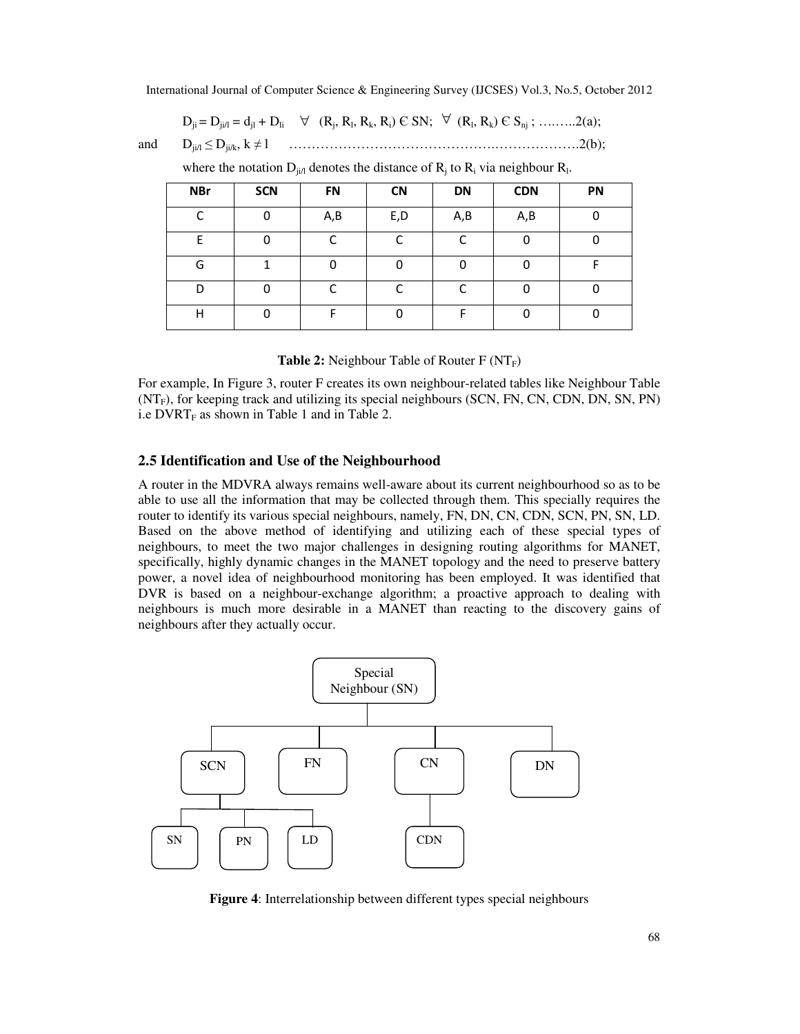$$D_{ji} = D_{ji/l} = d_{jl} + D_{li} \quad \forall \ (R_j, R_l, R_k, R_i) \in SN; \ \forall \ (R_l, R_k) \in S_{nj} \ ; \ \text{………2(a)};$$

and $$D_{ji/l} \leq D_{ji/k}, \ k \neq l \quad \text{………………………………………..……………….2(b)};$$

where the notation $D_{ji/l}$ denotes the distance of $R_j$ to $R_i$ via neighbour $R_l$.

| NBr | SCN | FN | CN | DN | CDN | PN |
|---|---|---|---|---|---|---|
| C | 0 | A,B | E,D | A,B | A,B | 0 |
| E | 0 | C | C | C | 0 | 0 |
| G | 1 | 0 | 0 | 0 | 0 | F |
| D | 0 | C | C | C | 0 | 0 |
| H | 0 | F | 0 | F | 0 | 0 |

**Table 2:** Neighbour Table of Router F ($NT_F$)

For example, In Figure 3, router F creates its own neighbour-related tables like Neighbour Table ($NT_F$), for keeping track and utilizing its special neighbours (SCN, FN, CN, CDN, DN, SN, PN) i.e $DVRT_F$ as shown in Table 1 and in Table 2.

### 2.5 Identification and Use of the Neighbourhood

A router in the MDVRA always remains well-aware about its current neighbourhood so as to be able to use all the information that may be collected through them. This specially requires the router to identify its various special neighbours, namely, FN, DN, CN, CDN, SCN, PN, SN, LD. Based on the above method of identifying and utilizing each of these special types of neighbours, to meet the two major challenges in designing routing algorithms for MANET, specifically, highly dynamic changes in the MANET topology and the need to preserve battery power, a novel idea of neighbourhood monitoring has been employed. It was identified that DVR is based on a neighbour-exchange algorithm; a proactive approach to dealing with neighbours is much more desirable in a MANET than reacting to the discovery gains of neighbours after they actually occur.

```
                Special Neighbour (SN)
        ┌──────────┬──────────┬──────────┐
       SCN         FN         CN         DN
   ┌────┼────┐                |
   SN   PN   LD              CDN
```

**Figure 4**: Interrelationship between different types special neighbours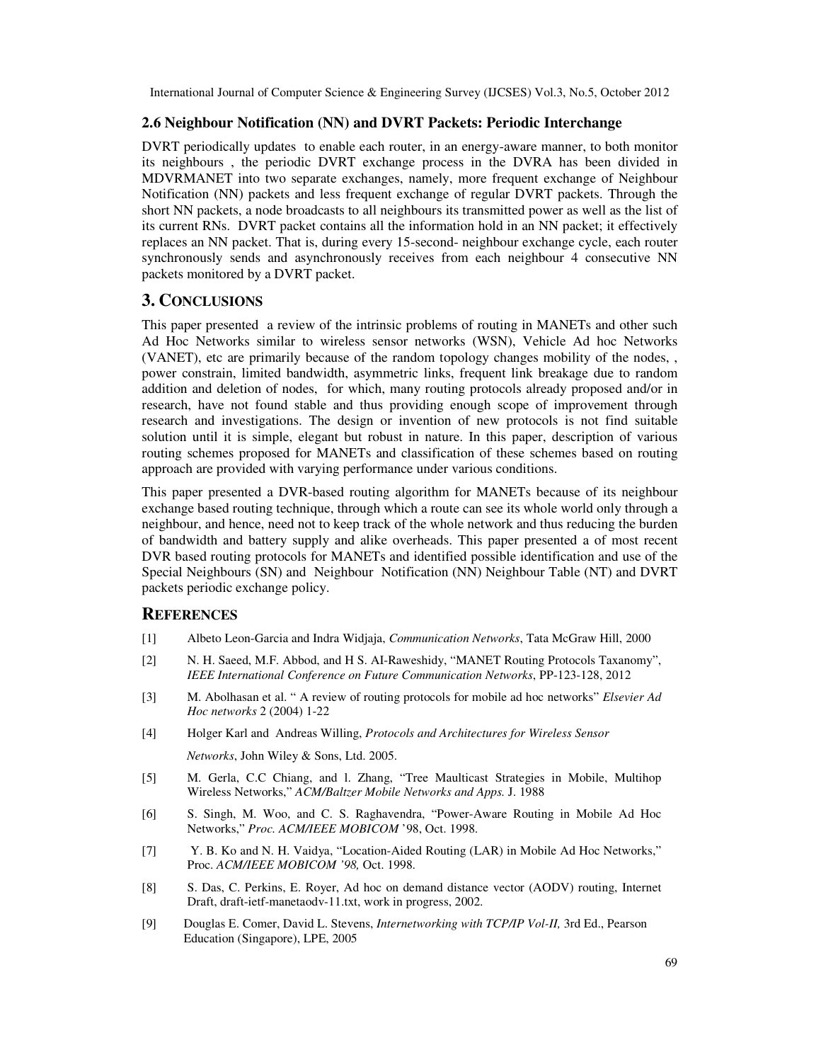### 2.6 Neighbour Notification (NN) and DVRT Packets: Periodic Interchange

DVRT periodically updates to enable each router, in an energy-aware manner, to both monitor its neighbours , the periodic DVRT exchange process in the DVRA has been divided in MDVRMANET into two separate exchanges, namely, more frequent exchange of Neighbour Notification (NN) packets and less frequent exchange of regular DVRT packets. Through the short NN packets, a node broadcasts to all neighbours its transmitted power as well as the list of its current RNs. DVRT packet contains all the information hold in an NN packet; it effectively replaces an NN packet. That is, during every 15-second- neighbour exchange cycle, each router synchronously sends and asynchronously receives from each neighbour 4 consecutive NN packets monitored by a DVRT packet.

## 3. Conclusions

This paper presented a review of the intrinsic problems of routing in MANETs and other such Ad Hoc Networks similar to wireless sensor networks (WSN), Vehicle Ad hoc Networks (VANET), etc are primarily because of the random topology changes mobility of the nodes, , power constrain, limited bandwidth, asymmetric links, frequent link breakage due to random addition and deletion of nodes, for which, many routing protocols already proposed and/or in research, have not found stable and thus providing enough scope of improvement through research and investigations. The design or invention of new protocols is not find suitable solution until it is simple, elegant but robust in nature. In this paper, description of various routing schemes proposed for MANETs and classification of these schemes based on routing approach are provided with varying performance under various conditions.

This paper presented a DVR-based routing algorithm for MANETs because of its neighbour exchange based routing technique, through which a route can see its whole world only through a neighbour, and hence, need not to keep track of the whole network and thus reducing the burden of bandwidth and battery supply and alike overheads. This paper presented a of most recent DVR based routing protocols for MANETs and identified possible identification and use of the Special Neighbours (SN) and Neighbour Notification (NN) Neighbour Table (NT) and DVRT packets periodic exchange policy.

## References

[1] Albeto Leon-Garcia and Indra Widjaja, *Communication Networks*, Tata McGraw Hill, 2000

[2] N. H. Saeed, M.F. Abbod, and H S. AI-Raweshidy, "MANET Routing Protocols Taxanomy", *IEEE International Conference on Future Communication Networks*, PP-123-128, 2012

[3] M. Abolhasan et al. " A review of routing protocols for mobile ad hoc networks" *Elsevier Ad Hoc networks* 2 (2004) 1-22

[4] Holger Karl and Andreas Willing, *Protocols and Architectures for Wireless Sensor Networks*, John Wiley & Sons, Ltd. 2005.

[5] M. Gerla, C.C Chiang, and l. Zhang, "Tree Maulticast Strategies in Mobile, Multihop Wireless Networks," *ACM/Baltzer Mobile Networks and Apps.* J. 1988

[6] S. Singh, M. Woo, and C. S. Raghavendra, "Power-Aware Routing in Mobile Ad Hoc Networks," *Proc. ACM/IEEE MOBICOM* '98, Oct. 1998.

[7] Y. B. Ko and N. H. Vaidya, "Location-Aided Routing (LAR) in Mobile Ad Hoc Networks," Proc. *ACM/IEEE MOBICOM '98,* Oct. 1998.

[8] S. Das, C. Perkins, E. Royer, Ad hoc on demand distance vector (AODV) routing, Internet Draft, draft-ietf-manetaodv-11.txt, work in progress, 2002.

[9] Douglas E. Comer, David L. Stevens, *Internetworking with TCP/IP Vol-II,* 3rd Ed., Pearson Education (Singapore), LPE, 2005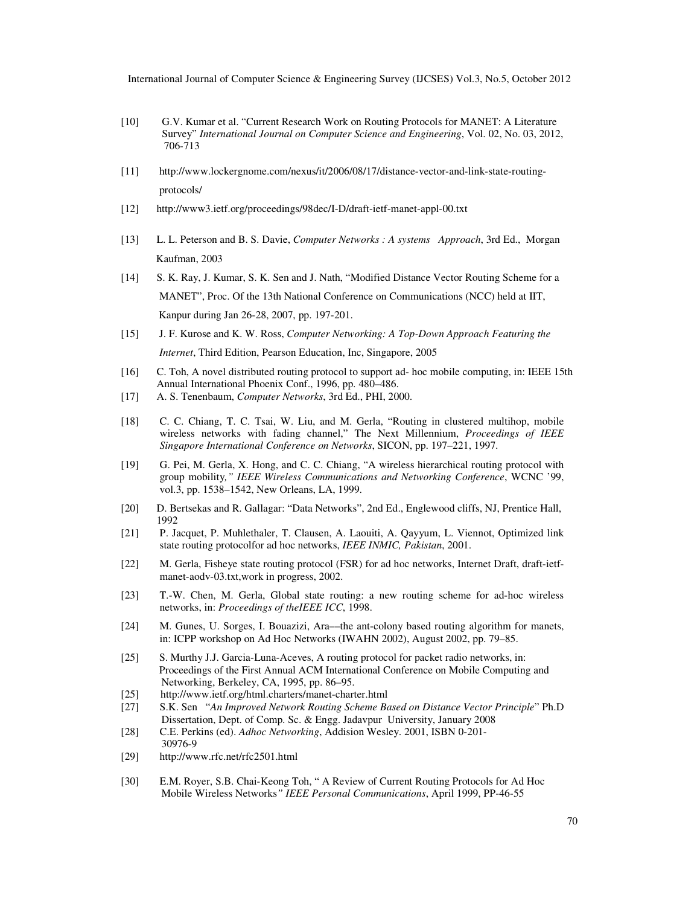[10] G.V. Kumar et al. "Current Research Work on Routing Protocols for MANET: A Literature Survey" *International Journal on Computer Science and Engineering*, Vol. 02, No. 03, 2012, 706-713

[11] http://www.lockergnome.com/nexus/it/2006/08/17/distance-vector-and-link-state-routing-protocols/

[12] http://www3.ietf.org/proceedings/98dec/I-D/draft-ietf-manet-appl-00.txt

[13] L. L. Peterson and B. S. Davie, *Computer Networks : A systems Approach*, 3rd Ed., Morgan Kaufman, 2003

[14] S. K. Ray, J. Kumar, S. K. Sen and J. Nath, "Modified Distance Vector Routing Scheme for a MANET", Proc. Of the 13th National Conference on Communications (NCC) held at IIT, Kanpur during Jan 26-28, 2007, pp. 197-201.

[15] J. F. Kurose and K. W. Ross, *Computer Networking: A Top-Down Approach Featuring the Internet*, Third Edition, Pearson Education, Inc, Singapore, 2005

[16] C. Toh, A novel distributed routing protocol to support ad- hoc mobile computing, in: IEEE 15th Annual International Phoenix Conf., 1996, pp. 480–486.

[17] A. S. Tenenbaum, *Computer Networks*, 3rd Ed., PHI, 2000.

[18] C. C. Chiang, T. C. Tsai, W. Liu, and M. Gerla, "Routing in clustered multihop, mobile wireless networks with fading channel," The Next Millennium, *Proceedings of IEEE Singapore International Conference on Networks*, SICON, pp. 197–221, 1997.

[19] G. Pei, M. Gerla, X. Hong, and C. C. Chiang, "A wireless hierarchical routing protocol with group mobility*," IEEE Wireless Communications and Networking Conference*, WCNC '99, vol.3, pp. 1538–1542, New Orleans, LA, 1999.

[20] D. Bertsekas and R. Gallagar: "Data Networks", 2nd Ed., Englewood cliffs, NJ, Prentice Hall, 1992

[21] P. Jacquet, P. Muhlethaler, T. Clausen, A. Laouiti, A. Qayyum, L. Viennot, Optimized link state routing protocolfor ad hoc networks, *IEEE INMIC, Pakistan*, 2001.

[22] M. Gerla, Fisheye state routing protocol (FSR) for ad hoc networks, Internet Draft, draft-ietf-manet-aodv-03.txt,work in progress, 2002.

[23] T.-W. Chen, M. Gerla, Global state routing: a new routing scheme for ad-hoc wireless networks, in: *Proceedings of theIEEE ICC*, 1998.

[24] M. Gunes, U. Sorges, I. Bouazizi, Ara—the ant-colony based routing algorithm for manets, in: ICPP workshop on Ad Hoc Networks (IWAHN 2002), August 2002, pp. 79–85.

[25] S. Murthy J.J. Garcia-Luna-Aceves, A routing protocol for packet radio networks, in: Proceedings of the First Annual ACM International Conference on Mobile Computing and Networking, Berkeley, CA, 1995, pp. 86–95.

[25] http://www.ietf.org/html.charters/manet-charter.html

[27] S.K. Sen "*An Improved Network Routing Scheme Based on Distance Vector Principle*" Ph.D Dissertation, Dept. of Comp. Sc. & Engg. Jadavpur University, January 2008

[28] C.E. Perkins (ed). *Adhoc Networking*, Addision Wesley. 2001, ISBN 0-201-30976-9

[29] http://www.rfc.net/rfc2501.html

[30] E.M. Royer, S.B. Chai-Keong Toh, " A Review of Current Routing Protocols for Ad Hoc Mobile Wireless Networks*" IEEE Personal Communications*, April 1999, PP-46-55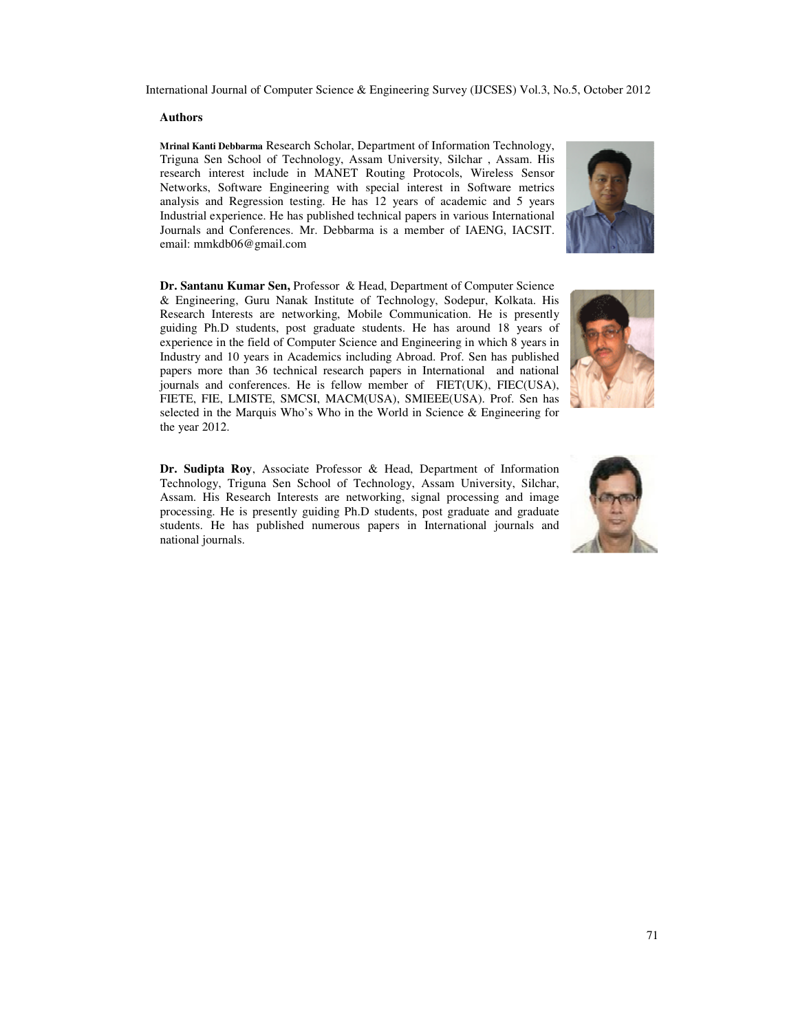**Authors**

**Mrinal Kanti Debbarma** Research Scholar, Department of Information Technology, Triguna Sen School of Technology, Assam University, Silchar , Assam. His research interest include in MANET Routing Protocols, Wireless Sensor Networks, Software Engineering with special interest in Software metrics analysis and Regression testing. He has 12 years of academic and 5 years Industrial experience. He has published technical papers in various International Journals and Conferences. Mr. Debbarma is a member of IAENG, IACSIT. email: mmkdb06@gmail.com

**Dr. Santanu Kumar Sen,** Professor & Head, Department of Computer Science & Engineering, Guru Nanak Institute of Technology, Sodepur, Kolkata. His Research Interests are networking, Mobile Communication. He is presently guiding Ph.D students, post graduate students. He has around 18 years of experience in the field of Computer Science and Engineering in which 8 years in Industry and 10 years in Academics including Abroad. Prof. Sen has published papers more than 36 technical research papers in International and national journals and conferences. He is fellow member of FIET(UK), FIEC(USA), FIETE, FIE, LMISTE, SMCSI, MACM(USA), SMIEEE(USA). Prof. Sen has selected in the Marquis Who's Who in the World in Science & Engineering for the year 2012.

**Dr. Sudipta Roy**, Associate Professor & Head, Department of Information Technology, Triguna Sen School of Technology, Assam University, Silchar, Assam. His Research Interests are networking, signal processing and image processing. He is presently guiding Ph.D students, post graduate and graduate students. He has published numerous papers in International journals and national journals.